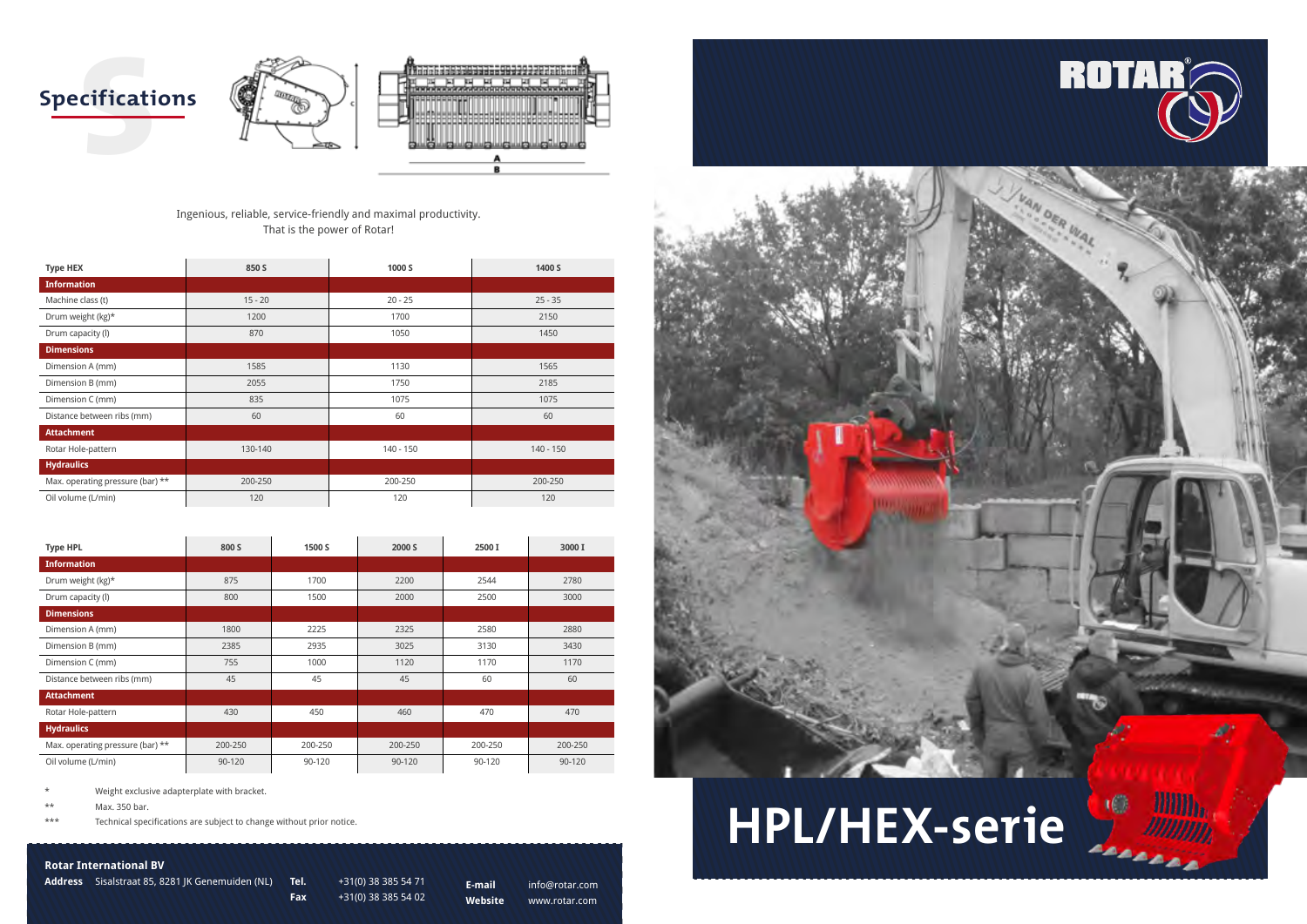# Specifications

Ingenious, reliable, service-friendly and maximal productivity.
That is the power of Rotar!

| Type HEX | 850 S | 1000 S | 1400 S |
|---|---|---|---|
| **Information** | | | |
| Machine class (t) | 15 - 20 | 20 - 25 | 25 - 35 |
| Drum weight (kg)* | 1200 | 1700 | 2150 |
| Drum capacity (l) | 870 | 1050 | 1450 |
| **Dimensions** | | | |
| Dimension A (mm) | 1585 | 1130 | 1565 |
| Dimension B (mm) | 2055 | 1750 | 2185 |
| Dimension C (mm) | 835 | 1075 | 1075 |
| Distance between ribs (mm) | 60 | 60 | 60 |
| **Attachment** | | | |
| Rotar Hole-pattern | 130-140 | 140 - 150 | 140 - 150 |
| **Hydraulics** | | | |
| Max. operating pressure (bar) ** | 200-250 | 200-250 | 200-250 |
| Oil volume (L/min) | 120 | 120 | 120 |

| Type HPL | 800 S | 1500 S | 2000 S | 2500 I | 3000 I |
|---|---|---|---|---|---|
| **Information** | | | | | |
| Drum weight (kg)* | 875 | 1700 | 2200 | 2544 | 2780 |
| Drum capacity (l) | 800 | 1500 | 2000 | 2500 | 3000 |
| **Dimensions** | | | | | |
| Dimension A (mm) | 1800 | 2225 | 2325 | 2580 | 2880 |
| Dimension B (mm) | 2385 | 2935 | 3025 | 3130 | 3430 |
| Dimension C (mm) | 755 | 1000 | 1120 | 1170 | 1170 |
| Distance between ribs (mm) | 45 | 45 | 45 | 60 | 60 |
| **Attachment** | | | | | |
| Rotar Hole-pattern | 430 | 450 | 460 | 470 | 470 |
| **Hydraulics** | | | | | |
| Max. operating pressure (bar) ** | 200-250 | 200-250 | 200-250 | 200-250 | 200-250 |
| Oil volume (L/min) | 90-120 | 90-120 | 90-120 | 90-120 | 90-120 |

\* Weight exclusive adapterplate with bracket.

** Max. 350 bar.

*** Technical specifications are subject to change without prior notice.

**Rotar International BV**

**Address** Sisalstraat 85, 8281 JK Genemuiden (NL)

**Tel.** +31(0) 38 385 54 71
**Fax** +31(0) 38 385 54 02

**E-mail** info@rotar.com
**Website** www.rotar.com

# HPL/HEX-serie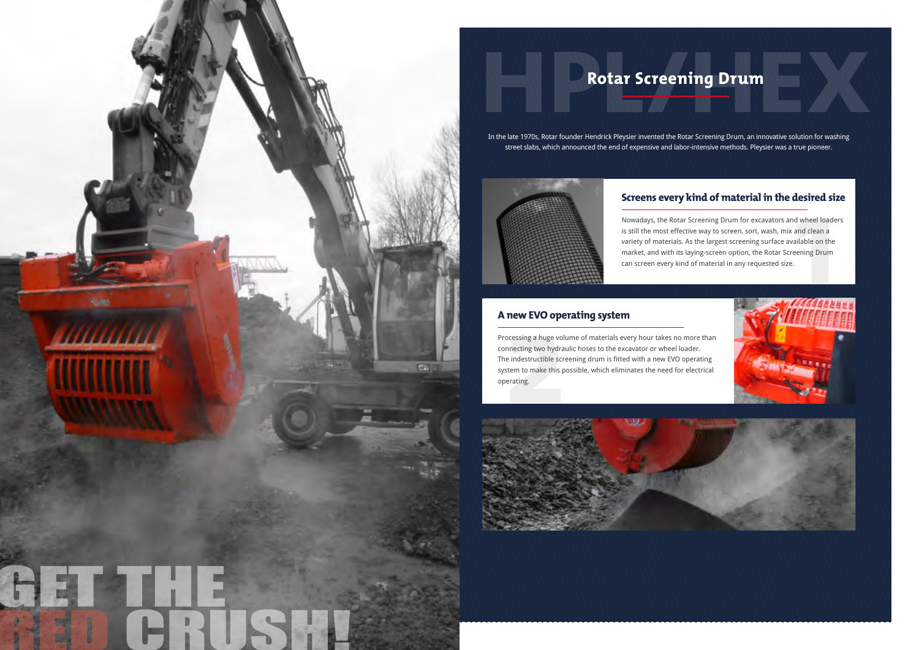# Rotar Screening Drum

In the late 1970s, Rotar founder Hendrick Pleysier invented the Rotar Screening Drum, an innovative solution for washing street slabs, which announced the end of expensive and labor-intensive methods. Pleysier was a true pioneer.

## Screens every kind of material in the desired size

Nowadays, the Rotar Screening Drum for excavators and wheel loaders is still the most effective way to screen, sort, wash, mix and clean a variety of materials. As the largest screening surface available on the market, and with its laying-screen option, the Rotar Screening Drum can screen every kind of material in any requested size.

## A new EVO operating system

Processing a huge volume of materials every hour takes no more than connecting two hydraulic hoses to the excavator or wheel loader. The indestructible screening drum is fitted with a new EVO operating system to make this possible, which eliminates the need for electrical operating.

GET THE RED CRUSH!